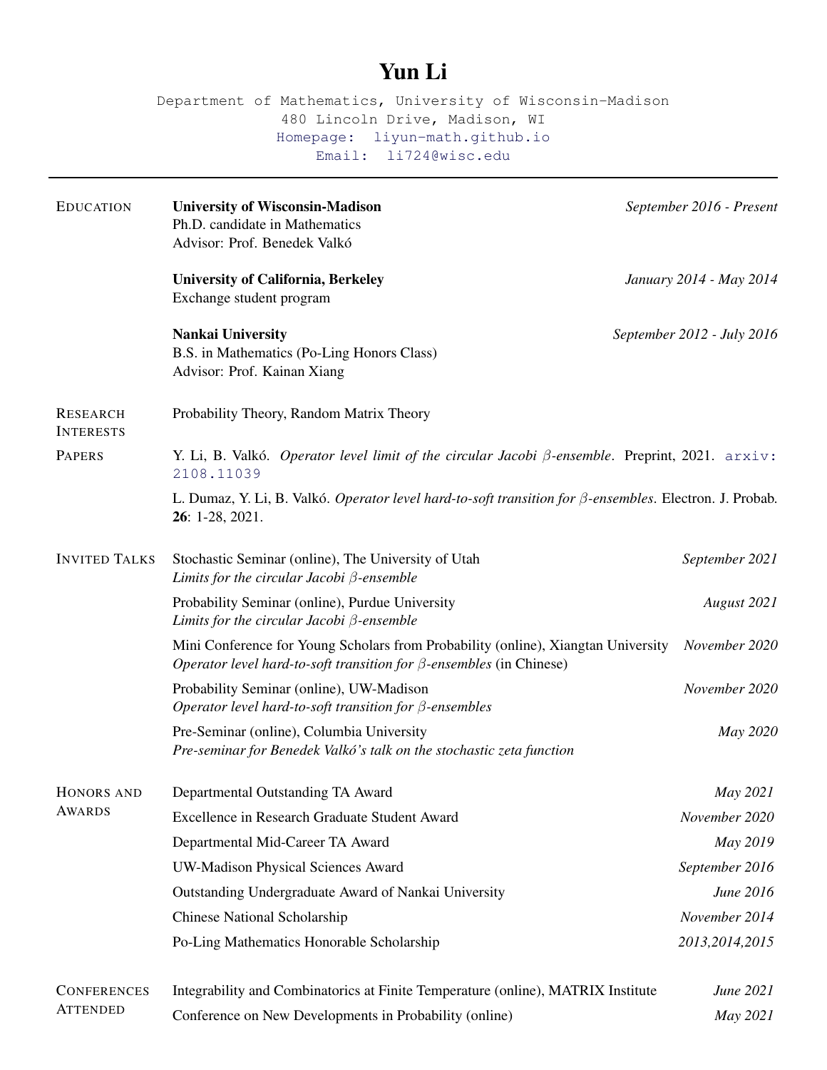# Yun Li

Department of Mathematics, University of Wisconsin-Madison
480 Lincoln Drive, Madison, WI
Homepage: liyun-math.github.io
Email: li724@wisc.edu

---

## Education

**University of Wisconsin-Madison** — *September 2016 - Present*
Ph.D. candidate in Mathematics
Advisor: Prof. Benedek Valkó

**University of California, Berkeley** — *January 2014 - May 2014*
Exchange student program

**Nankai University** — *September 2012 - July 2016*
B.S. in Mathematics (Po-Ling Honors Class)
Advisor: Prof. Kainan Xiang

## Research Interests

Probability Theory, Random Matrix Theory

## Papers

Y. Li, B. Valkó. *Operator level limit of the circular Jacobi $\beta$-ensemble*. Preprint, 2021. arxiv: 2108.11039

L. Dumaz, Y. Li, B. Valkó. *Operator level hard-to-soft transition for $\beta$-ensembles*. Electron. J. Probab. **26**: 1-28, 2021.

## Invited Talks

Stochastic Seminar (online), The University of Utah — *September 2021*
*Limits for the circular Jacobi $\beta$-ensemble*

Probability Seminar (online), Purdue University — *August 2021*
*Limits for the circular Jacobi $\beta$-ensemble*

Mini Conference for Young Scholars from Probability (online), Xiangtan University — *November 2020*
*Operator level hard-to-soft transition for $\beta$-ensembles* (in Chinese)

Probability Seminar (online), UW-Madison — *November 2020*
*Operator level hard-to-soft transition for $\beta$-ensembles*

Pre-Seminar (online), Columbia University — *May 2020*
*Pre-seminar for Benedek Valkó's talk on the stochastic zeta function*

## Honors and Awards

Departmental Outstanding TA Award — *May 2021*

Excellence in Research Graduate Student Award — *November 2020*

Departmental Mid-Career TA Award — *May 2019*

UW-Madison Physical Sciences Award — *September 2016*

Outstanding Undergraduate Award of Nankai University — *June 2016*

Chinese National Scholarship — *November 2014*

Po-Ling Mathematics Honorable Scholarship — *2013,2014,2015*

## Conferences Attended

Integrability and Combinatorics at Finite Temperature (online), MATRIX Institute — *June 2021*

Conference on New Developments in Probability (online) — *May 2021*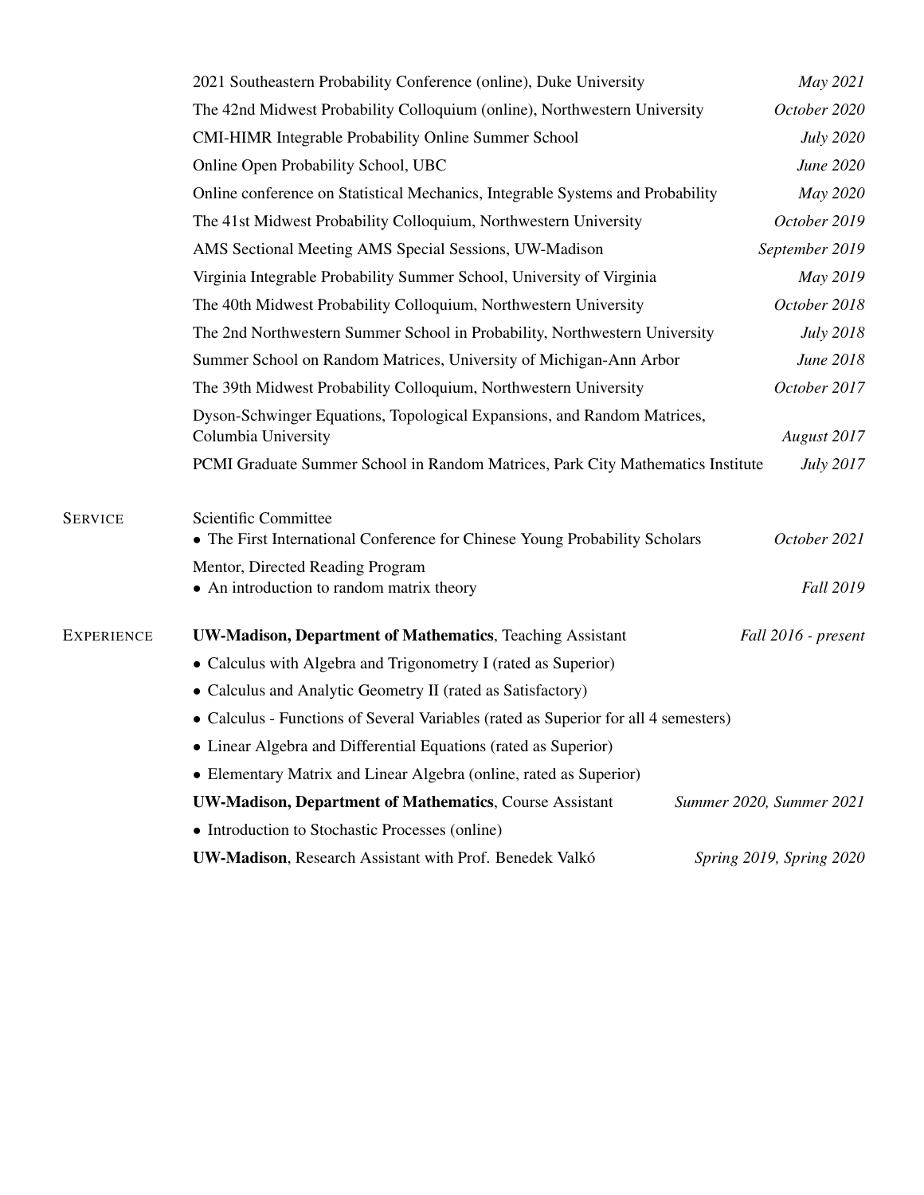2021 Southeastern Probability Conference (online), Duke University — *May 2021*

The 42nd Midwest Probability Colloquium (online), Northwestern University — *October 2020*

CMI-HIMR Integrable Probability Online Summer School — *July 2020*

Online Open Probability School, UBC — *June 2020*

Online conference on Statistical Mechanics, Integrable Systems and Probability — *May 2020*

The 41st Midwest Probability Colloquium, Northwestern University — *October 2019*

AMS Sectional Meeting AMS Special Sessions, UW-Madison — *September 2019*

Virginia Integrable Probability Summer School, University of Virginia — *May 2019*

The 40th Midwest Probability Colloquium, Northwestern University — *October 2018*

The 2nd Northwestern Summer School in Probability, Northwestern University — *July 2018*

Summer School on Random Matrices, University of Michigan-Ann Arbor — *June 2018*

The 39th Midwest Probability Colloquium, Northwestern University — *October 2017*

Dyson-Schwinger Equations, Topological Expansions, and Random Matrices, Columbia University — *August 2017*

PCMI Graduate Summer School in Random Matrices, Park City Mathematics Institute — *July 2017*

## Service

Scientific Committee
- The First International Conference for Chinese Young Probability Scholars — *October 2021*

Mentor, Directed Reading Program
- An introduction to random matrix theory — *Fall 2019*

## Experience

**UW-Madison, Department of Mathematics**, Teaching Assistant — *Fall 2016 - present*
- Calculus with Algebra and Trigonometry I (rated as Superior)
- Calculus and Analytic Geometry II (rated as Satisfactory)
- Calculus - Functions of Several Variables (rated as Superior for all 4 semesters)
- Linear Algebra and Differential Equations (rated as Superior)
- Elementary Matrix and Linear Algebra (online, rated as Superior)

**UW-Madison, Department of Mathematics**, Course Assistant — *Summer 2020, Summer 2021*
- Introduction to Stochastic Processes (online)

**UW-Madison**, Research Assistant with Prof. Benedek Valkó — *Spring 2019, Spring 2020*